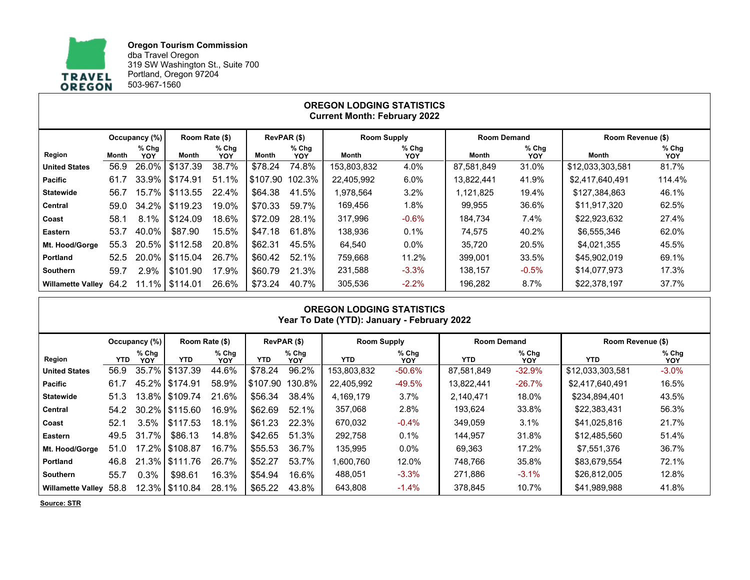**Oregon Tourism Commission**
dba Travel Oregon
319 SW Washington St., Suite 700
Portland, Oregon 97204
503-967-1560

## OREGON LODGING STATISTICS
### Current Month: February 2022

| Region | Occupancy (%) | | Room Rate ($) | | RevPAR ($) | | Room Supply | | Room Demand | | Room Revenue ($) | |
|---|---|---|---|---|---|---|---|---|---|---|---|---|
| | Month | % Chg YOY | Month | % Chg YOY | Month | % Chg YOY | Month | % Chg YOY | Month | % Chg YOY | Month | % Chg YOY |
| **United States** | 56.9 | 26.0% | $137.39 | 38.7% | $78.24 | 74.8% | 153,803,832 | 4.0% | 87,581,849 | 31.0% | $12,033,303,581 | 81.7% |
| **Pacific** | 61.7 | 33.9% | $174.91 | 51.1% | $107.90 | 102.3% | 22,405,992 | 6.0% | 13,822,441 | 41.9% | $2,417,640,491 | 114.4% |
| **Statewide** | 56.7 | 15.7% | $113.55 | 22.4% | $64.38 | 41.5% | 1,978,564 | 3.2% | 1,121,825 | 19.4% | $127,384,863 | 46.1% |
| **Central** | 59.0 | 34.2% | $119.23 | 19.0% | $70.33 | 59.7% | 169,456 | 1.8% | 99,955 | 36.6% | $11,917,320 | 62.5% |
| **Coast** | 58.1 | 8.1% | $124.09 | 18.6% | $72.09 | 28.1% | 317,996 | -0.6% | 184,734 | 7.4% | $22,923,632 | 27.4% |
| **Eastern** | 53.7 | 40.0% | $87.90 | 15.5% | $47.18 | 61.8% | 138,936 | 0.1% | 74,575 | 40.2% | $6,555,346 | 62.0% |
| **Mt. Hood/Gorge** | 55.3 | 20.5% | $112.58 | 20.8% | $62.31 | 45.5% | 64,540 | 0.0% | 35,720 | 20.5% | $4,021,355 | 45.5% |
| **Portland** | 52.5 | 20.0% | $115.04 | 26.7% | $60.42 | 52.1% | 759,668 | 11.2% | 399,001 | 33.5% | $45,902,019 | 69.1% |
| **Southern** | 59.7 | 2.9% | $101.90 | 17.9% | $60.79 | 21.3% | 231,588 | -3.3% | 138,157 | -0.5% | $14,077,973 | 17.3% |
| **Willamette Valley** | 64.2 | 11.1% | $114.01 | 26.6% | $73.24 | 40.7% | 305,536 | -2.2% | 196,282 | 8.7% | $22,378,197 | 37.7% |

## OREGON LODGING STATISTICS
### Year To Date (YTD): January - February 2022

| Region | Occupancy (%) | | Room Rate ($) | | RevPAR ($) | | Room Supply | | Room Demand | | Room Revenue ($) | |
|---|---|---|---|---|---|---|---|---|---|---|---|---|
| | YTD | % Chg YOY | YTD | % Chg YOY | YTD | % Chg YOY | YTD | % Chg YOY | YTD | % Chg YOY | YTD | % Chg YOY |
| **United States** | 56.9 | 35.7% | $137.39 | 44.6% | $78.24 | 96.2% | 153,803,832 | -50.6% | 87,581,849 | -32.9% | $12,033,303,581 | -3.0% |
| **Pacific** | 61.7 | 45.2% | $174.91 | 58.9% | $107.90 | 130.8% | 22,405,992 | -49.5% | 13,822,441 | -26.7% | $2,417,640,491 | 16.5% |
| **Statewide** | 51.3 | 13.8% | $109.74 | 21.6% | $56.34 | 38.4% | 4,169,179 | 3.7% | 2,140,471 | 18.0% | $234,894,401 | 43.5% |
| **Central** | 54.2 | 30.2% | $115.60 | 16.9% | $62.69 | 52.1% | 357,068 | 2.8% | 193,624 | 33.8% | $22,383,431 | 56.3% |
| **Coast** | 52.1 | 3.5% | $117.53 | 18.1% | $61.23 | 22.3% | 670,032 | -0.4% | 349,059 | 3.1% | $41,025,816 | 21.7% |
| **Eastern** | 49.5 | 31.7% | $86.13 | 14.8% | $42.65 | 51.3% | 292,758 | 0.1% | 144,957 | 31.8% | $12,485,560 | 51.4% |
| **Mt. Hood/Gorge** | 51.0 | 17.2% | $108.87 | 16.7% | $55.53 | 36.7% | 135,995 | 0.0% | 69,363 | 17.2% | $7,551,376 | 36.7% |
| **Portland** | 46.8 | 21.3% | $111.76 | 26.7% | $52.27 | 53.7% | 1,600,760 | 12.0% | 748,766 | 35.8% | $83,679,554 | 72.1% |
| **Southern** | 55.7 | 0.3% | $98.61 | 16.3% | $54.94 | 16.6% | 488,051 | -3.3% | 271,886 | -3.1% | $26,812,005 | 12.8% |
| **Willamette Valley** | 58.8 | 12.3% | $110.84 | 28.1% | $65.22 | 43.8% | 643,808 | -1.4% | 378,845 | 10.7% | $41,989,988 | 41.8% |

Source: STR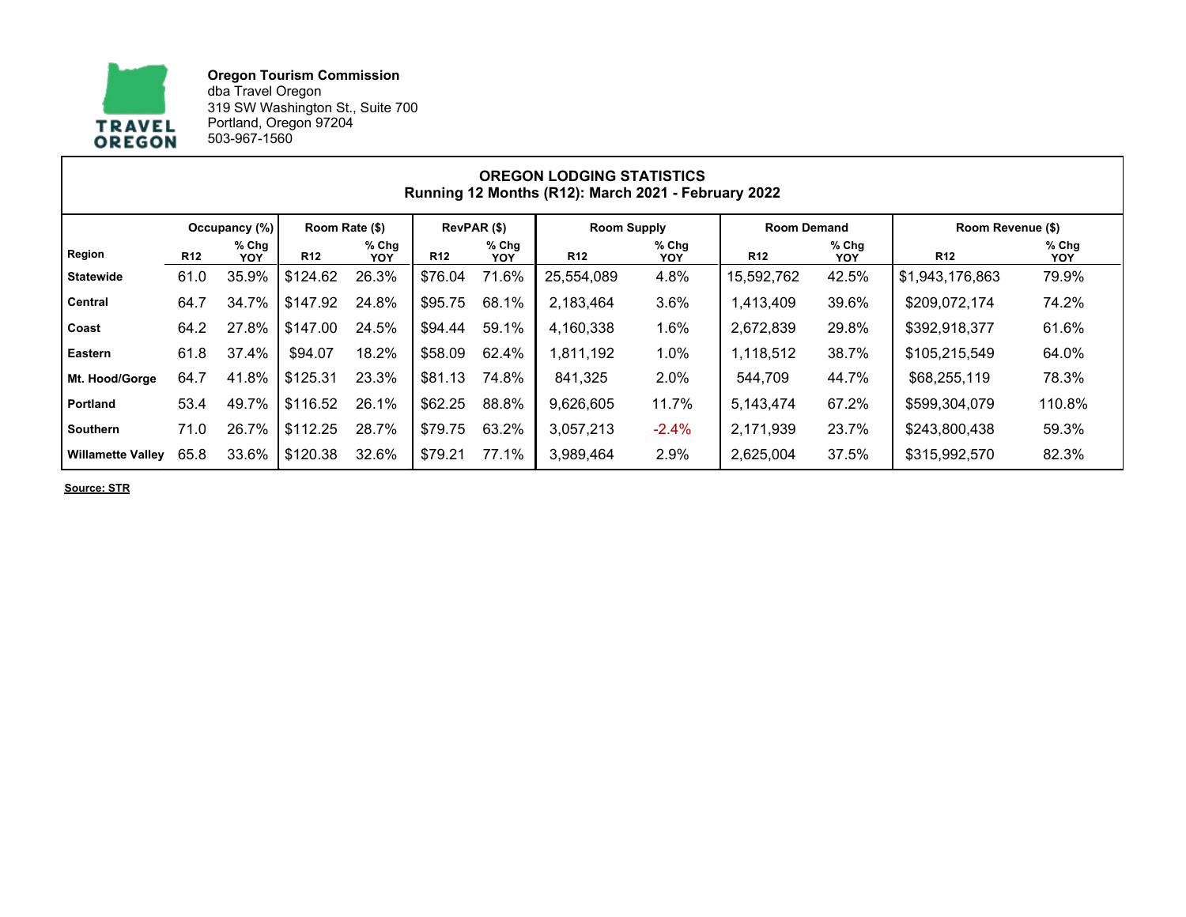**Oregon Tourism Commission**
dba Travel Oregon
319 SW Washington St., Suite 700
Portland, Oregon 97204
503-967-1560

## OREGON LODGING STATISTICS
### Running 12 Months (R12): March 2021 - February 2022

| Region | Occupancy (%) | | Room Rate ($) | | RevPAR ($) | | Room Supply | | Room Demand | | Room Revenue ($) | |
|---|---|---|---|---|---|---|---|---|---|---|---|---|
| | R12 | % Chg YOY | R12 | % Chg YOY | R12 | % Chg YOY | R12 | % Chg YOY | R12 | % Chg YOY | R12 | % Chg YOY |
| **Statewide** | 61.0 | 35.9% | $124.62 | 26.3% | $76.04 | 71.6% | 25,554,089 | 4.8% | 15,592,762 | 42.5% | $1,943,176,863 | 79.9% |
| **Central** | 64.7 | 34.7% | $147.92 | 24.8% | $95.75 | 68.1% | 2,183,464 | 3.6% | 1,413,409 | 39.6% | $209,072,174 | 74.2% |
| **Coast** | 64.2 | 27.8% | $147.00 | 24.5% | $94.44 | 59.1% | 4,160,338 | 1.6% | 2,672,839 | 29.8% | $392,918,377 | 61.6% |
| **Eastern** | 61.8 | 37.4% | $94.07 | 18.2% | $58.09 | 62.4% | 1,811,192 | 1.0% | 1,118,512 | 38.7% | $105,215,549 | 64.0% |
| **Mt. Hood/Gorge** | 64.7 | 41.8% | $125.31 | 23.3% | $81.13 | 74.8% | 841,325 | 2.0% | 544,709 | 44.7% | $68,255,119 | 78.3% |
| **Portland** | 53.4 | 49.7% | $116.52 | 26.1% | $62.25 | 88.8% | 9,626,605 | 11.7% | 5,143,474 | 67.2% | $599,304,079 | 110.8% |
| **Southern** | 71.0 | 26.7% | $112.25 | 28.7% | $79.75 | 63.2% | 3,057,213 | -2.4% | 2,171,939 | 23.7% | $243,800,438 | 59.3% |
| **Willamette Valley** | 65.8 | 33.6% | $120.38 | 32.6% | $79.21 | 77.1% | 3,989,464 | 2.9% | 2,625,004 | 37.5% | $315,992,570 | 82.3% |

**Source: STR**